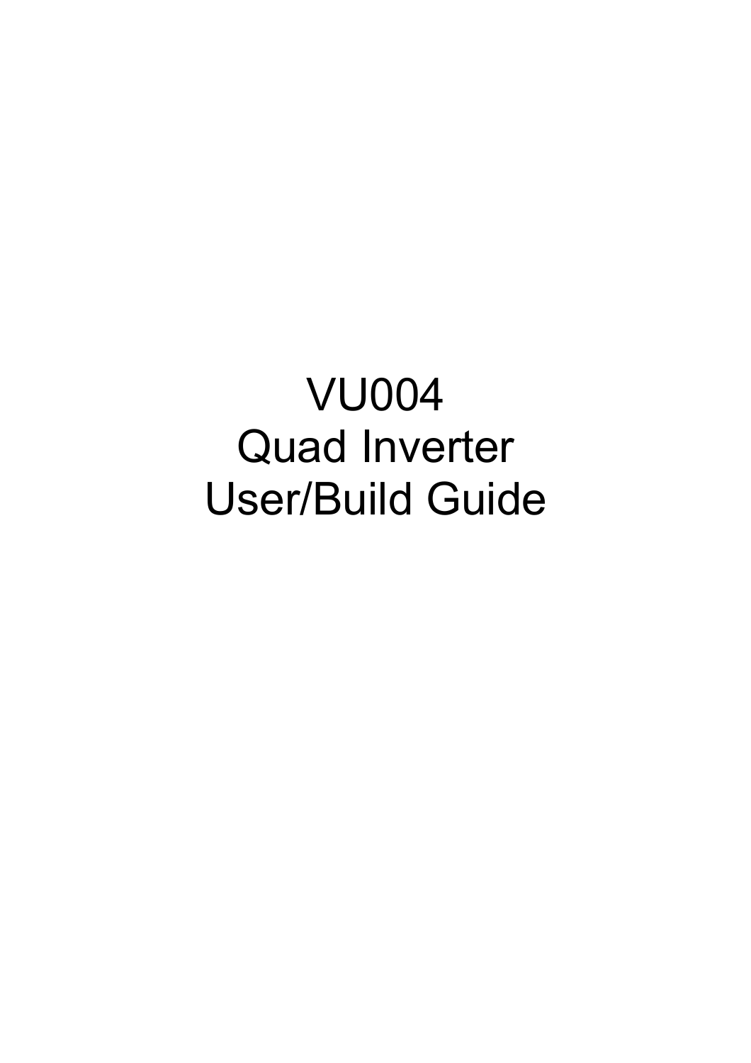# VU004
# Quad Inverter
# User/Build Guide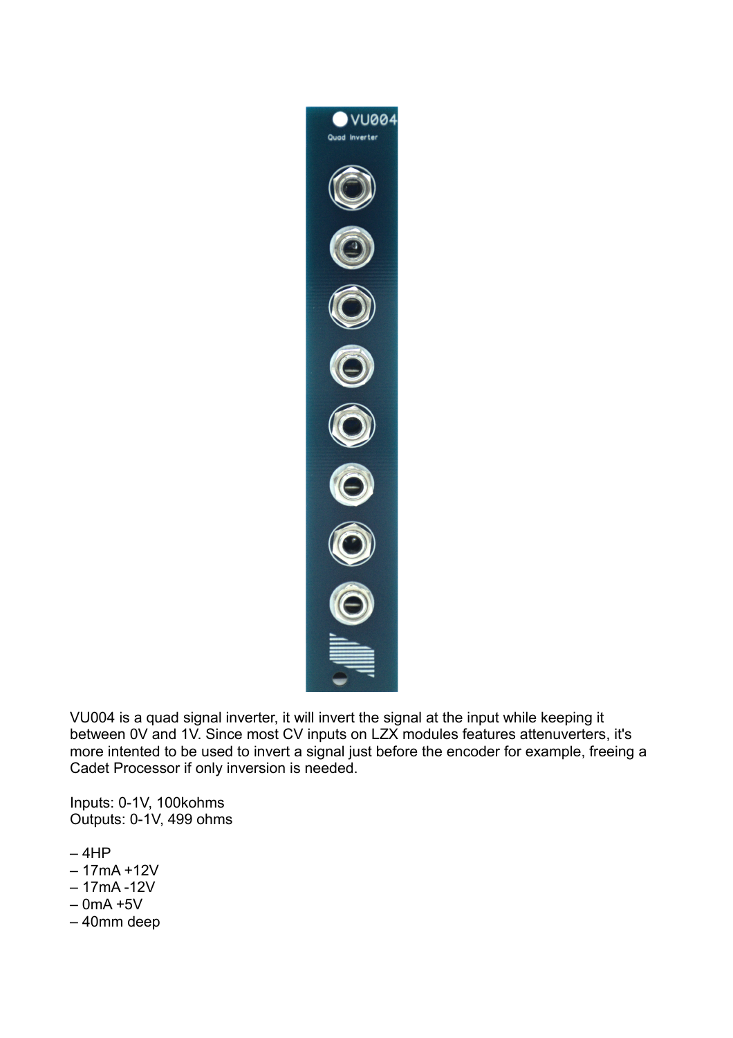VU004 is a quad signal inverter, it will invert the signal at the input while keeping it between 0V and 1V. Since most CV inputs on LZX modules features attenuverters, it's more intented to be used to invert a signal just before the encoder for example, freeing a Cadet Processor if only inversion is needed.

Inputs: 0-1V, 100kohms
Outputs: 0-1V, 499 ohms

– 4HP
– 17mA +12V
– 17mA -12V
– 0mA +5V
– 40mm deep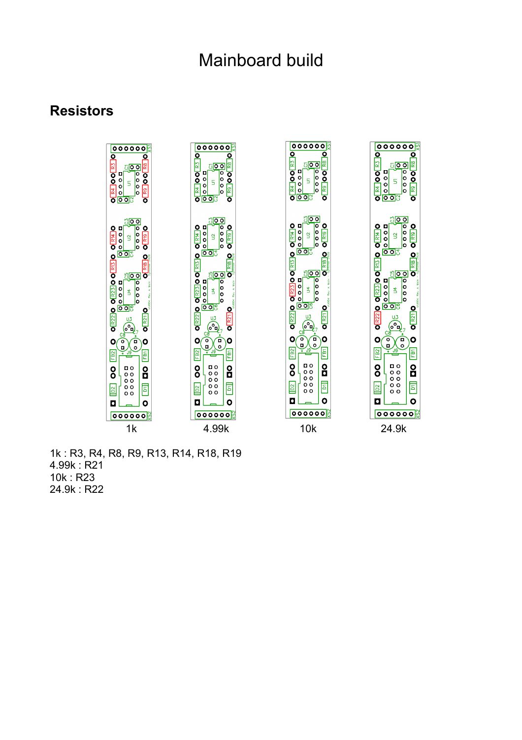# Mainboard build

## Resistors

1k

4.99k

10k

24.9k

1k : R3, R4, R8, R9, R13, R14, R18, R19
4.99k : R21
10k : R23
24.9k : R22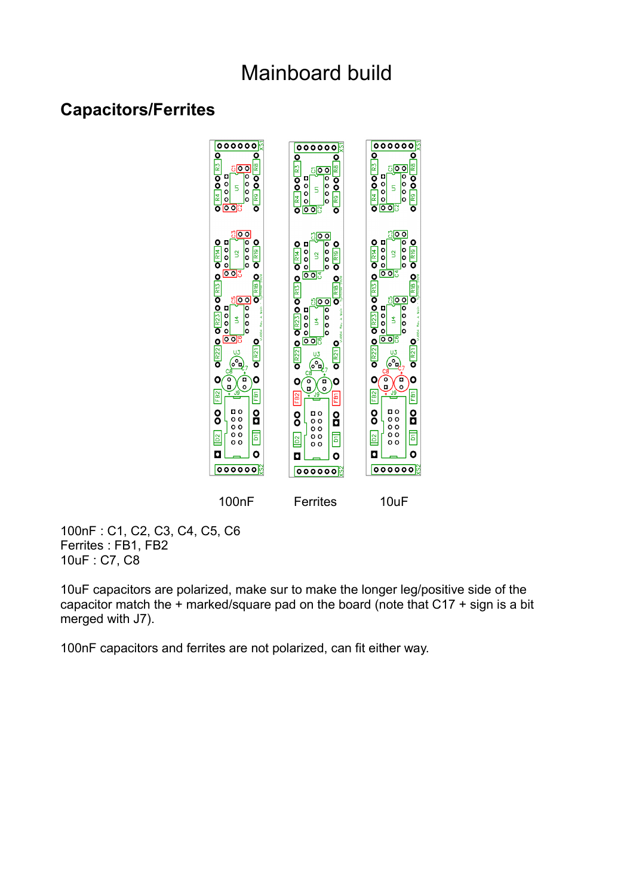# Mainboard build

## Capacitors/Ferrites

100nF Ferrites 10uF

100nF : C1, C2, C3, C4, C5, C6
Ferrites : FB1, FB2
10uF : C7, C8

10uF capacitors are polarized, make sur to make the longer leg/positive side of the capacitor match the + marked/square pad on the board (note that C17 + sign is a bit merged with J7).

100nF capacitors and ferrites are not polarized, can fit either way.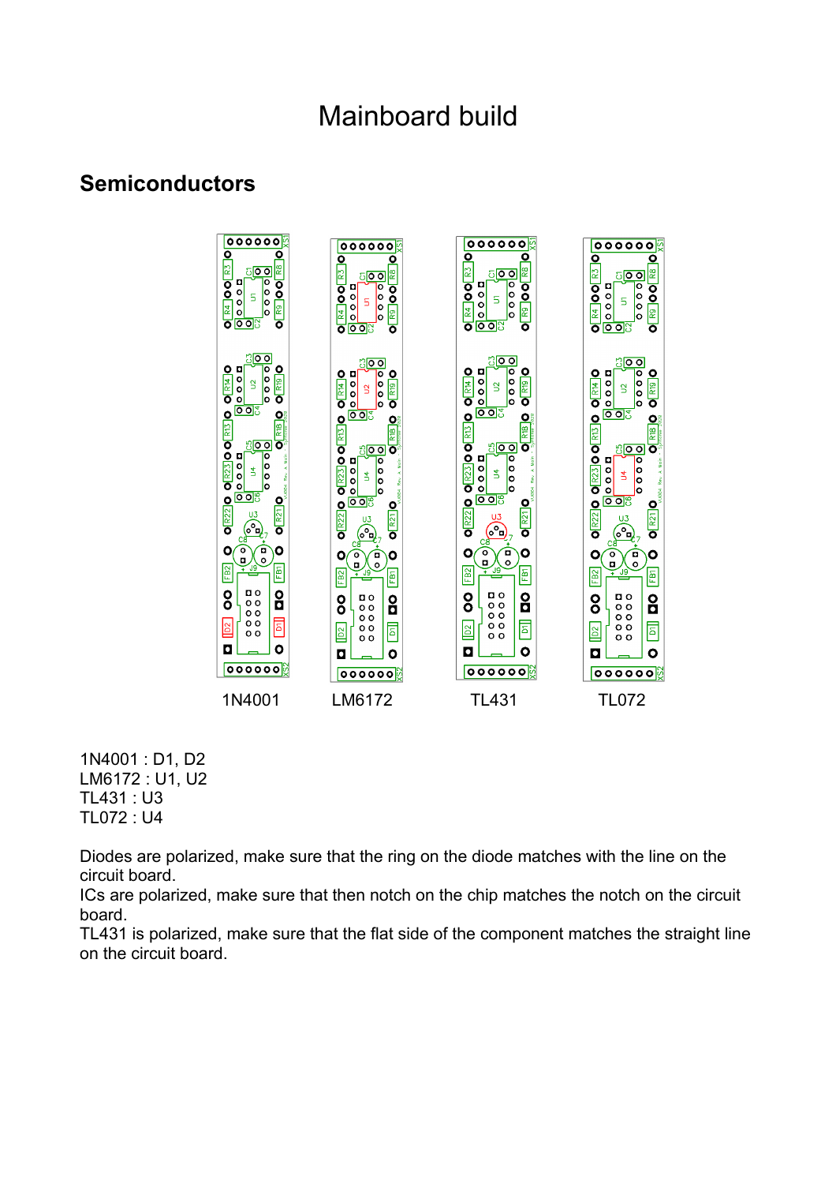# Mainboard build

## Semiconductors

1N4001 LM6172 TL431 TL072

1N4001 : D1, D2
LM6172 : U1, U2
TL431 : U3
TL072 : U4

Diodes are polarized, make sure that the ring on the diode matches with the line on the circuit board.
ICs are polarized, make sure that then notch on the chip matches the notch on the circuit board.
TL431 is polarized, make sure that the flat side of the component matches the straight line on the circuit board.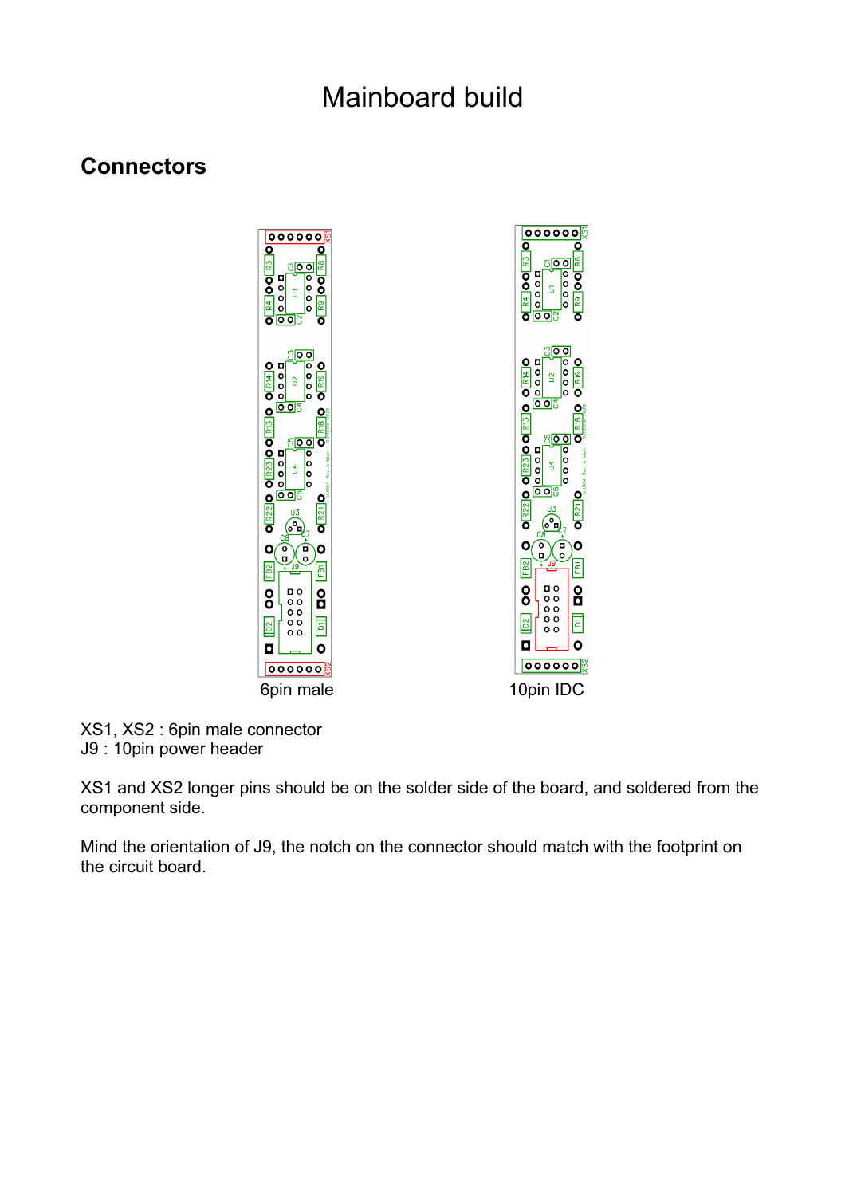# Mainboard build

## Connectors

6pin male

10pin IDC

XS1, XS2 : 6pin male connector
J9 : 10pin power header

XS1 and XS2 longer pins should be on the solder side of the board, and soldered from the component side.

Mind the orientation of J9, the notch on the connector should match with the footprint on the circuit board.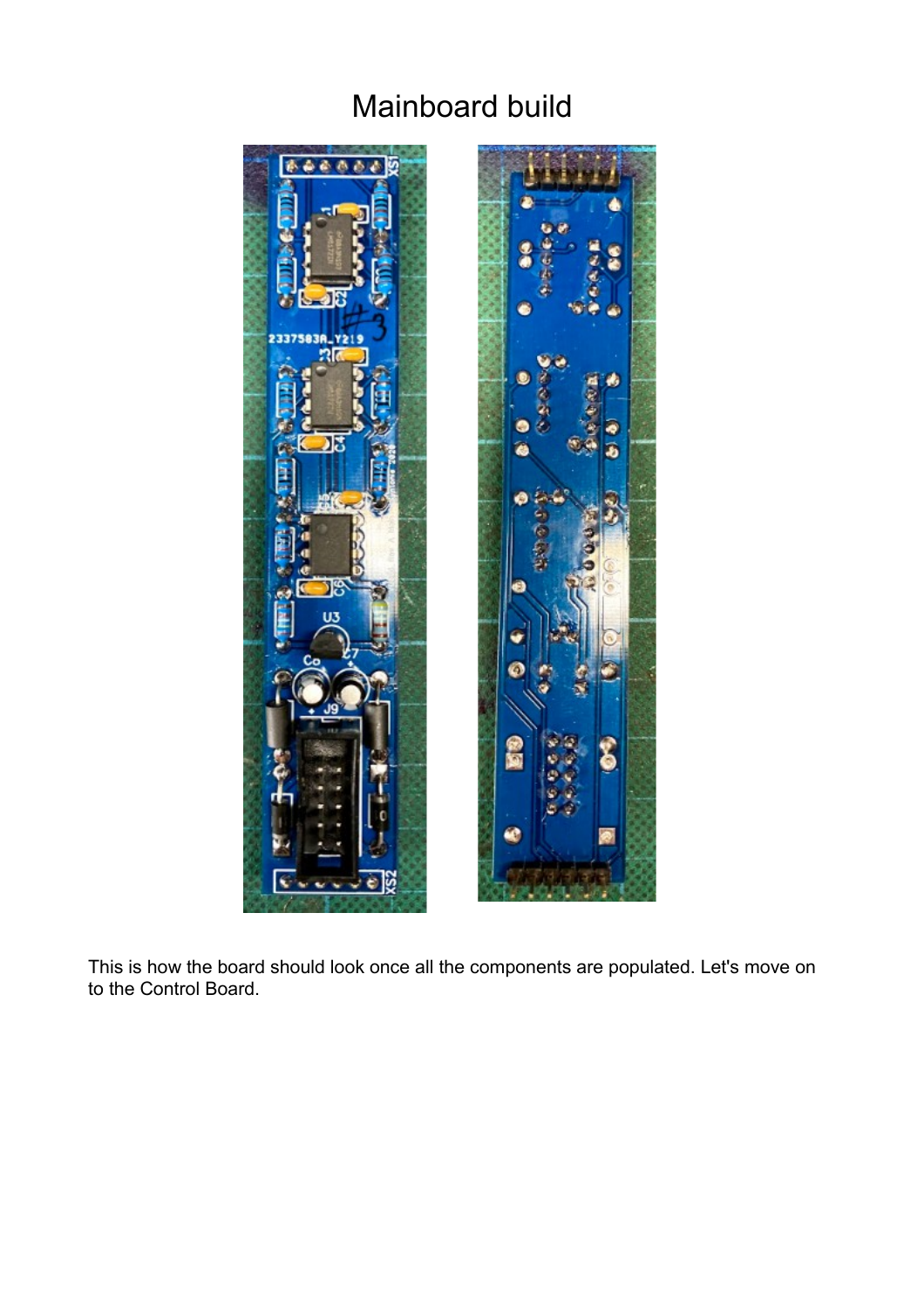# Mainboard build

This is how the board should look once all the components are populated. Let's move on to the Control Board.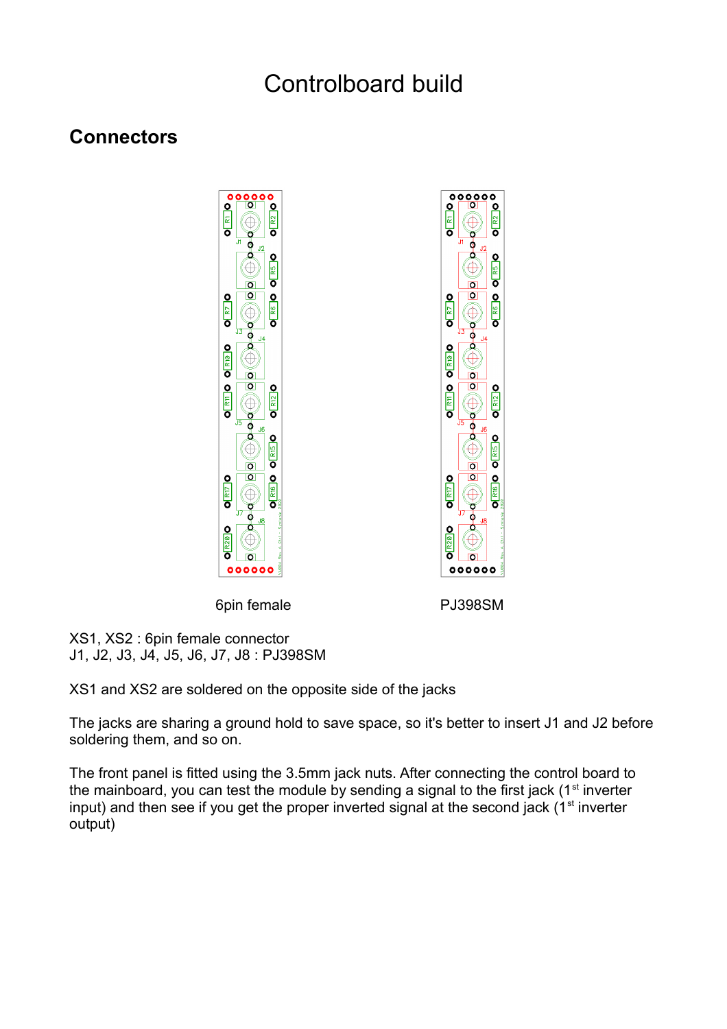# Controlboard build

## Connectors

6pin female

PJ398SM

XS1, XS2 : 6pin female connector
J1, J2, J3, J4, J5, J6, J7, J8 : PJ398SM

XS1 and XS2 are soldered on the opposite side of the jacks

The jacks are sharing a ground hold to save space, so it's better to insert J1 and J2 before soldering them, and so on.

The front panel is fitted using the 3.5mm jack nuts. After connecting the control board to the mainboard, you can test the module by sending a signal to the first jack (1st inverter input) and then see if you get the proper inverted signal at the second jack (1st inverter output)